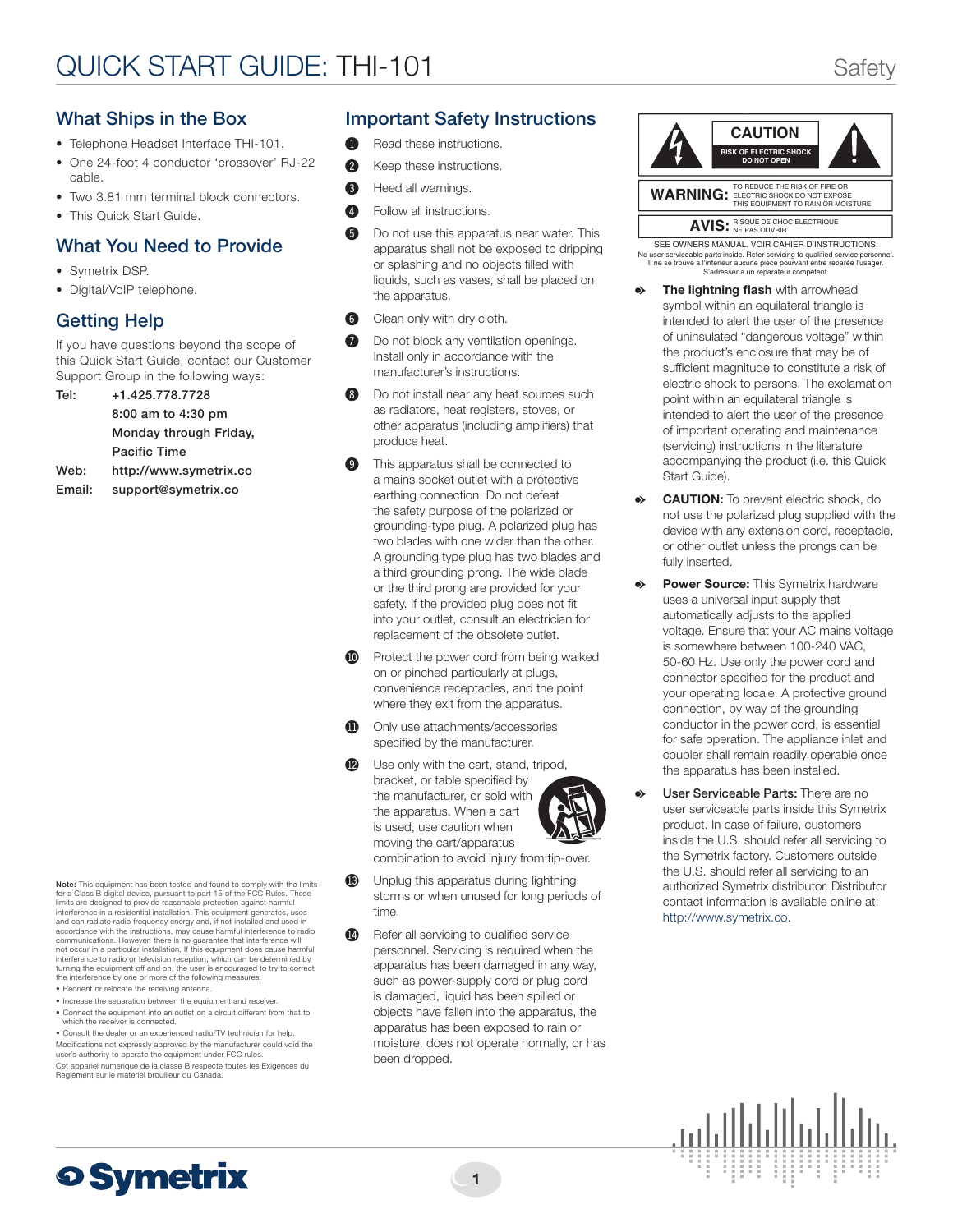# QUICK START GUIDE: THI-101

## What Ships in the Box

- Telephone Headset Interface THI-101.
- One 24-foot 4 conductor 'crossover' RJ-22 cable.
- Two 3.81 mm terminal block connectors.
- This Quick Start Guide.

## What You Need to Provide

- Symetrix DSP.
- Digital/VoIP telephone.

## Getting Help

If you have questions beyond the scope of this Quick Start Guide, contact our Customer Support Group in the following ways:

| | |
|---|---|
| Tel: | **+1.425.778.7728** |
| | **8:00 am to 4:30 pm** |
| | **Monday through Friday,** |
| | **Pacific Time** |
| Web: | **http://www.symetrix.co** |
| Email: | **support@symetrix.co** |

**Note:** This equipment has been tested and found to comply with the limits for a Class B digital device, pursuant to part 15 of the FCC Rules. These limits are designed to provide reasonable protection against harmful interference in a residential installation. This equipment generates, uses and can radiate radio frequency energy and, if not installed and used in accordance with the instructions, may cause harmful interference to radio communications. However, there is no guarantee that interference will not occur in a particular installation. If this equipment does cause harmful interference to radio or television reception, which can be determined by turning the equipment off and on, the user is encouraged to try to correct the interference by one or more of the following measures:

- Reorient or relocate the receiving antenna.
- Increase the separation between the equipment and receiver.
- Connect the equipment into an outlet on a circuit different from that to which the receiver is connected.
- Consult the dealer or an experienced radio/TV technician for help.

Modifications not expressly approved by the manufacturer could void the user's authority to operate the equipment under FCC rules.

Cet appareil numerique de la classe B respecte toutes les Exigences du Reglement sur le materiel brouilleur du Canada.

## Important Safety Instructions

1. Read these instructions.
2. Keep these instructions.
3. Heed all warnings.
4. Follow all instructions.
5. Do not use this apparatus near water. This apparatus shall not be exposed to dripping or splashing and no objects filled with liquids, such as vases, shall be placed on the apparatus.
6. Clean only with dry cloth.
7. Do not block any ventilation openings. Install only in accordance with the manufacturer's instructions.
8. Do not install near any heat sources such as radiators, heat registers, stoves, or other apparatus (including amplifiers) that produce heat.
9. This apparatus shall be connected to a mains socket outlet with a protective earthing connection. Do not defeat the safety purpose of the polarized or grounding-type plug. A polarized plug has two blades with one wider than the other. A grounding type plug has two blades and a third grounding prong. The wide blade or the third prong are provided for your safety. If the provided plug does not fit into your outlet, consult an electrician for replacement of the obsolete outlet.
10. Protect the power cord from being walked on or pinched particularly at plugs, convenience receptacles, and the point where they exit from the apparatus.
11. Only use attachments/accessories specified by the manufacturer.
12. Use only with the cart, stand, tripod, bracket, or table specified by the manufacturer, or sold with the apparatus. When a cart is used, use caution when moving the cart/apparatus combination to avoid injury from tip-over.
13. Unplug this apparatus during lightning storms or when unused for long periods of time.
14. Refer all servicing to qualified service personnel. Servicing is required when the apparatus has been damaged in any way, such as power-supply cord or plug cord is damaged, liquid has been spilled or objects have fallen into the apparatus, the apparatus has been exposed to rain or moisture, does not operate normally, or has been dropped.

**CAUTION**
RISK OF ELECTRIC SHOCK
DO NOT OPEN

**WARNING:** TO REDUCE THE RISK OF FIRE OR ELECTRIC SHOCK DO NOT EXPOSE THIS EQUIPMENT TO RAIN OR MOISTURE

**AVIS:** RISQUE DE CHOC ELECTRIQUE NE PAS OUVRIR

SEE OWNERS MANUAL. VOIR CAHIER D'INSTRUCTIONS.
No user serviceable parts inside. Refer servicing to qualified service personnel.
Il ne se trouve a l'interieur aucune piece pourvant entre reparée l'usager.
S'adresser a un reparateur compétent.

- **The lightning flash** with arrowhead symbol within an equilateral triangle is intended to alert the user of the presence of uninsulated "dangerous voltage" within the product's enclosure that may be of sufficient magnitude to constitute a risk of electric shock to persons. The exclamation point within an equilateral triangle is intended to alert the user of the presence of important operating and maintenance (servicing) instructions in the literature accompanying the product (i.e. this Quick Start Guide).
- **CAUTION:** To prevent electric shock, do not use the polarized plug supplied with the device with any extension cord, receptacle, or other outlet unless the prongs can be fully inserted.
- **Power Source:** This Symetrix hardware uses a universal input supply that automatically adjusts to the applied voltage. Ensure that your AC mains voltage is somewhere between 100-240 VAC, 50-60 Hz. Use only the power cord and connector specified for the product and your operating locale. A protective ground connection, by way of the grounding conductor in the power cord, is essential for safe operation. The appliance inlet and coupler shall remain readily operable once the apparatus has been installed.
- **User Serviceable Parts:** There are no user serviceable parts inside this Symetrix product. In case of failure, customers inside the U.S. should refer all servicing to the Symetrix factory. Customers outside the U.S. should refer all servicing to an authorized Symetrix distributor. Distributor contact information is available online at: http://www.symetrix.co.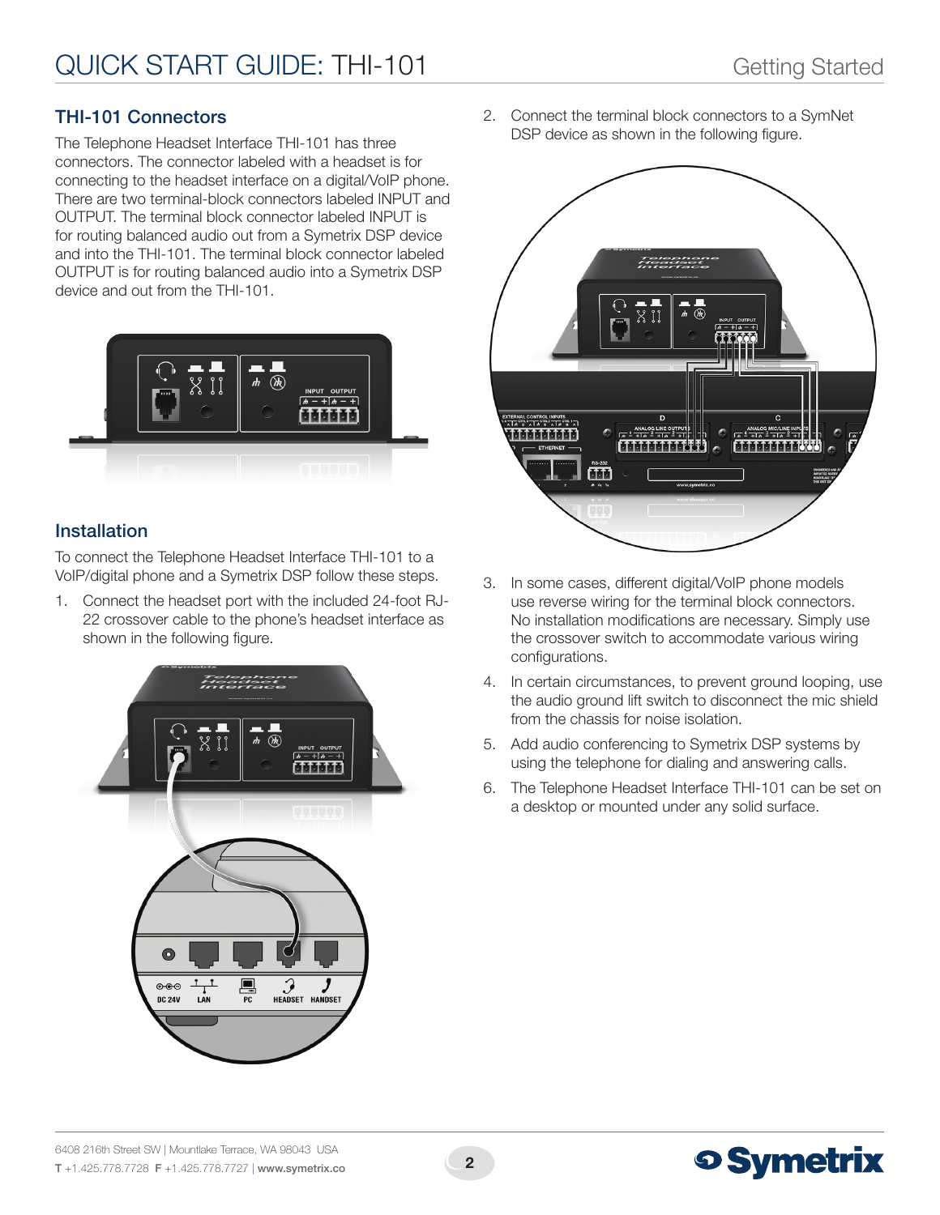## THI-101 Connectors

The Telephone Headset Interface THI-101 has three connectors. The connector labeled with a headset is for connecting to the headset interface on a digital/VoIP phone. There are two terminal-block connectors labeled INPUT and OUTPUT. The terminal block connector labeled INPUT is for routing balanced audio out from a Symetrix DSP device and into the THI-101. The terminal block connector labeled OUTPUT is for routing balanced audio into a Symetrix DSP device and out from the THI-101.

## Installation

To connect the Telephone Headset Interface THI-101 to a VoIP/digital phone and a Symetrix DSP follow these steps.

1. Connect the headset port with the included 24-foot RJ-22 crossover cable to the phone's headset interface as shown in the following figure.
2. Connect the terminal block connectors to a SymNet DSP device as shown in the following figure.
3. In some cases, different digital/VoIP phone models use reverse wiring for the terminal block connectors. No installation modifications are necessary. Simply use the crossover switch to accommodate various wiring configurations.
4. In certain circumstances, to prevent ground looping, use the audio ground lift switch to disconnect the mic shield from the chassis for noise isolation.
5. Add audio conferencing to Symetrix DSP systems by using the telephone for dialing and answering calls.
6. The Telephone Headset Interface THI-101 can be set on a desktop or mounted under any solid surface.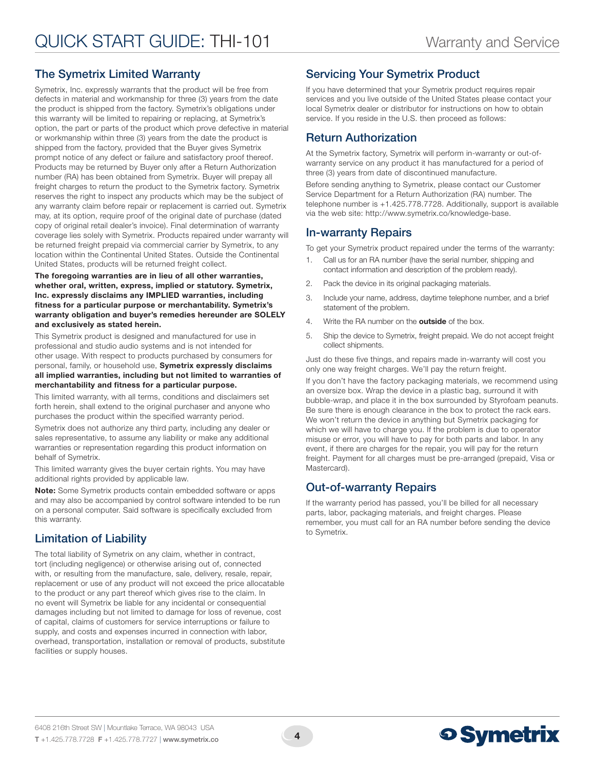## The Symetrix Limited Warranty

Symetrix, Inc. expressly warrants that the product will be free from defects in material and workmanship for three (3) years from the date the product is shipped from the factory. Symetrix's obligations under this warranty will be limited to repairing or replacing, at Symetrix's option, the part or parts of the product which prove defective in material or workmanship within three (3) years from the date the product is shipped from the factory, provided that the Buyer gives Symetrix prompt notice of any defect or failure and satisfactory proof thereof. Products may be returned by Buyer only after a Return Authorization number (RA) has been obtained from Symetrix. Buyer will prepay all freight charges to return the product to the Symetrix factory. Symetrix reserves the right to inspect any products which may be the subject of any warranty claim before repair or replacement is carried out. Symetrix may, at its option, require proof of the original date of purchase (dated copy of original retail dealer's invoice). Final determination of warranty coverage lies solely with Symetrix. Products repaired under warranty will be returned freight prepaid via commercial carrier by Symetrix, to any location within the Continental United States. Outside the Continental United States, products will be returned freight collect.

**The foregoing warranties are in lieu of all other warranties, whether oral, written, express, implied or statutory. Symetrix, Inc. expressly disclaims any IMPLIED warranties, including fitness for a particular purpose or merchantability. Symetrix's warranty obligation and buyer's remedies hereunder are SOLELY and exclusively as stated herein.**

This Symetrix product is designed and manufactured for use in professional and studio audio systems and is not intended for other usage. With respect to products purchased by consumers for personal, family, or household use, **Symetrix expressly disclaims all implied warranties, including but not limited to warranties of merchantability and fitness for a particular purpose.**

This limited warranty, with all terms, conditions and disclaimers set forth herein, shall extend to the original purchaser and anyone who purchases the product within the specified warranty period.

Symetrix does not authorize any third party, including any dealer or sales representative, to assume any liability or make any additional warranties or representation regarding this product information on behalf of Symetrix.

This limited warranty gives the buyer certain rights. You may have additional rights provided by applicable law.

**Note:** Some Symetrix products contain embedded software or apps and may also be accompanied by control software intended to be run on a personal computer. Said software is specifically excluded from this warranty.

## Limitation of Liability

The total liability of Symetrix on any claim, whether in contract, tort (including negligence) or otherwise arising out of, connected with, or resulting from the manufacture, sale, delivery, resale, repair, replacement or use of any product will not exceed the price allocatable to the product or any part thereof which gives rise to the claim. In no event will Symetrix be liable for any incidental or consequential damages including but not limited to damage for loss of revenue, cost of capital, claims of customers for service interruptions or failure to supply, and costs and expenses incurred in connection with labor, overhead, transportation, installation or removal of products, substitute facilities or supply houses.

## Servicing Your Symetrix Product

If you have determined that your Symetrix product requires repair services and you live outside of the United States please contact your local Symetrix dealer or distributor for instructions on how to obtain service. If you reside in the U.S. then proceed as follows:

## Return Authorization

At the Symetrix factory, Symetrix will perform in-warranty or out-of-warranty service on any product it has manufactured for a period of three (3) years from date of discontinued manufacture.

Before sending anything to Symetrix, please contact our Customer Service Department for a Return Authorization (RA) number. The telephone number is +1.425.778.7728. Additionally, support is available via the web site: http://www.symetrix.co/knowledge-base.

## In-warranty Repairs

To get your Symetrix product repaired under the terms of the warranty:

1. Call us for an RA number (have the serial number, shipping and contact information and description of the problem ready).
2. Pack the device in its original packaging materials.
3. Include your name, address, daytime telephone number, and a brief statement of the problem.
4. Write the RA number on the **outside** of the box.
5. Ship the device to Symetrix, freight prepaid. We do not accept freight collect shipments.

Just do these five things, and repairs made in-warranty will cost you only one way freight charges. We'll pay the return freight.

If you don't have the factory packaging materials, we recommend using an oversize box. Wrap the device in a plastic bag, surround it with bubble-wrap, and place it in the box surrounded by Styrofoam peanuts. Be sure there is enough clearance in the box to protect the rack ears. We won't return the device in anything but Symetrix packaging for which we will have to charge you. If the problem is due to operator misuse or error, you will have to pay for both parts and labor. In any event, if there are charges for the repair, you will pay for the return freight. Payment for all charges must be pre-arranged (prepaid, Visa or Mastercard).

## Out-of-warranty Repairs

If the warranty period has passed, you'll be billed for all necessary parts, labor, packaging materials, and freight charges. Please remember, you must call for an RA number before sending the device to Symetrix.